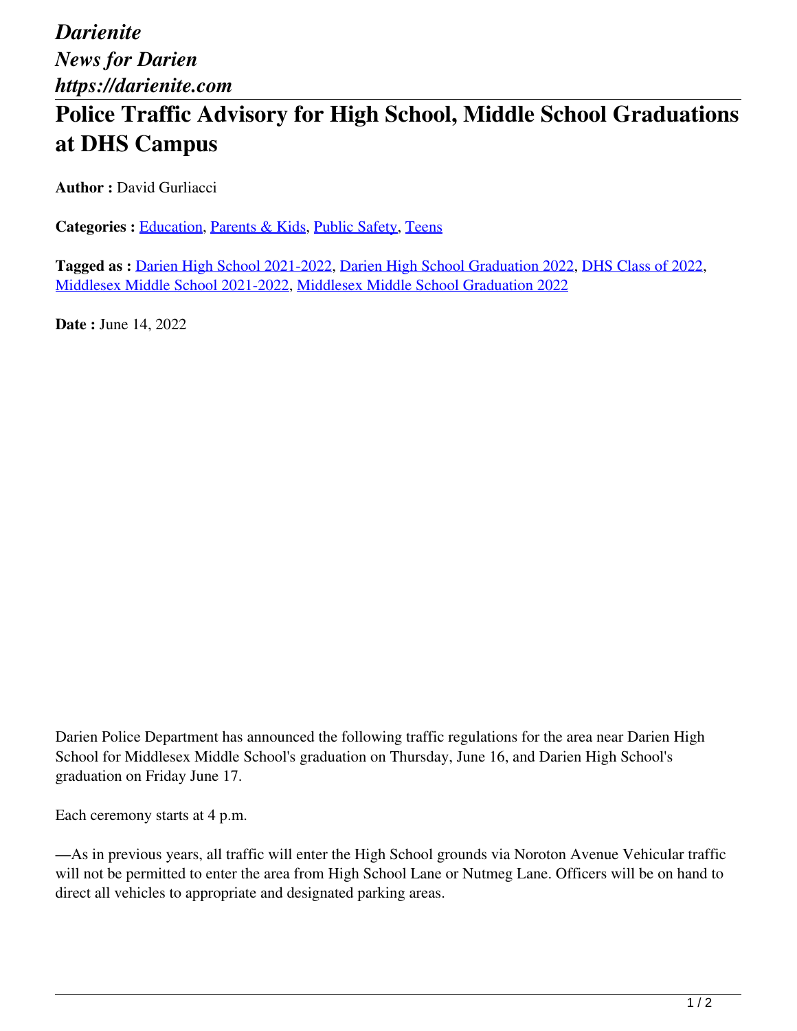*Darienite*
*News for Darien*
*https://darienite.com*

# Police Traffic Advisory for High School, Middle School Graduations at DHS Campus

**Author :** David Gurliacci

**Categories :** Education, Parents & Kids, Public Safety, Teens

**Tagged as :** Darien High School 2021-2022, Darien High School Graduation 2022, DHS Class of 2022, Middlesex Middle School 2021-2022, Middlesex Middle School Graduation 2022

**Date :** June 14, 2022

Darien Police Department has announced the following traffic regulations for the area near Darien High School for Middlesex Middle School's graduation on Thursday, June 16, and Darien High School's graduation on Friday June 17.

Each ceremony starts at 4 p.m.

—As in previous years, all traffic will enter the High School grounds via Noroton Avenue Vehicular traffic will not be permitted to enter the area from High School Lane or Nutmeg Lane. Officers will be on hand to direct all vehicles to appropriate and designated parking areas.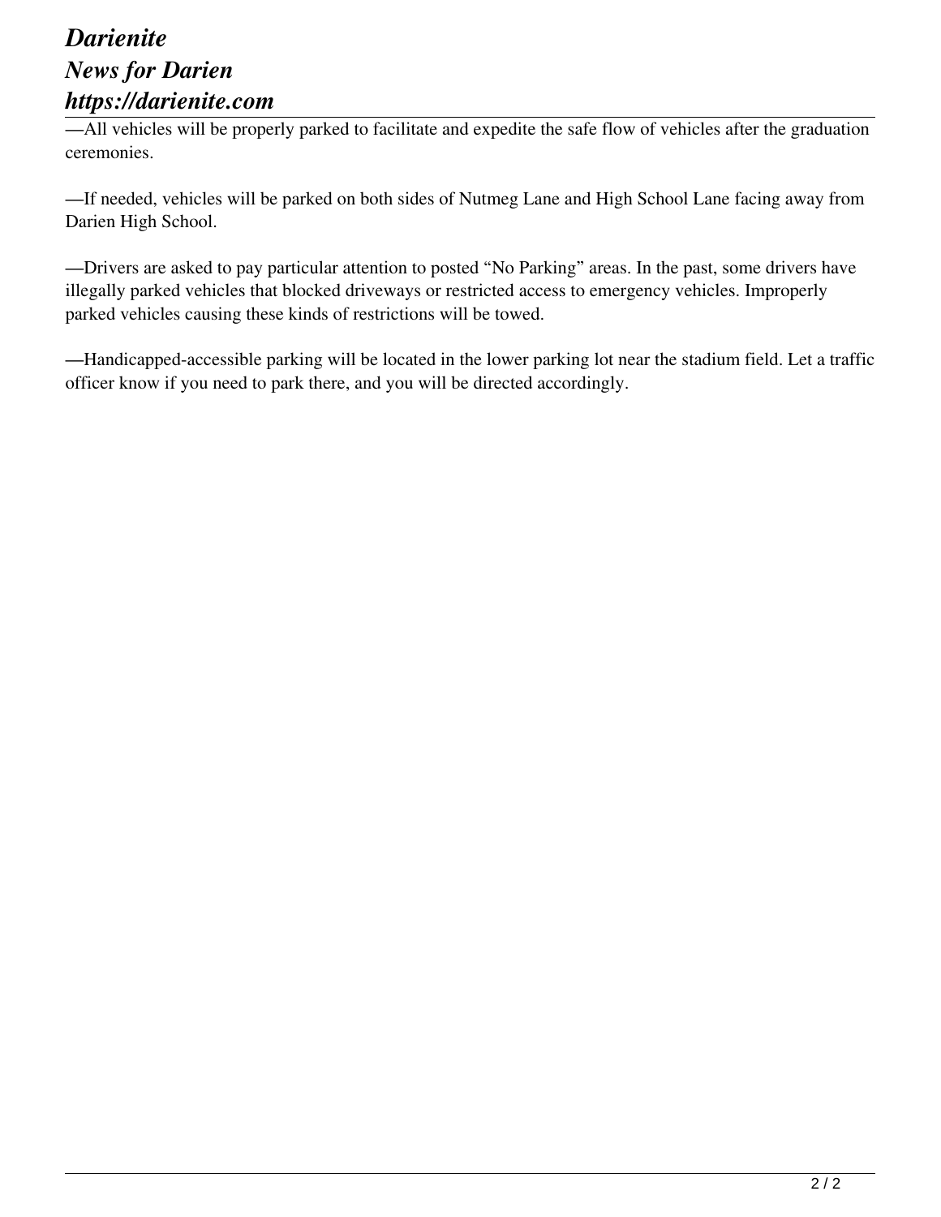—All vehicles will be properly parked to facilitate and expedite the safe flow of vehicles after the graduation ceremonies.

—If needed, vehicles will be parked on both sides of Nutmeg Lane and High School Lane facing away from Darien High School.

—Drivers are asked to pay particular attention to posted “No Parking” areas. In the past, some drivers have illegally parked vehicles that blocked driveways or restricted access to emergency vehicles. Improperly parked vehicles causing these kinds of restrictions will be towed.

—Handicapped-accessible parking will be located in the lower parking lot near the stadium field. Let a traffic officer know if you need to park there, and you will be directed accordingly.